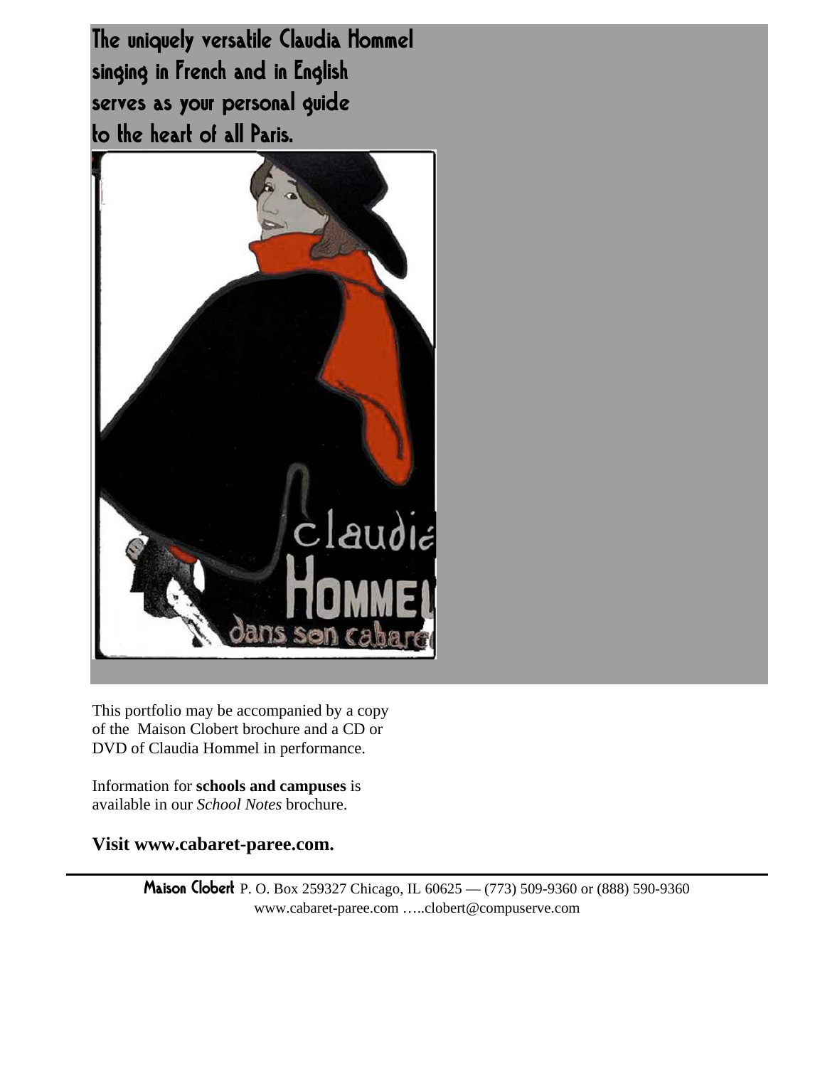The uniquely versatile Claudia Hommel singing in French and in English serves as your personal guide to the heart of all Paris.

This portfolio may be accompanied by a copy of the Maison Clobert brochure and a CD or DVD of Claudia Hommel in performance.

Information for **schools and campuses** is available in our *School Notes* brochure.

**Visit www.cabaret-paree.com.**

---

Maison Clobert P. O. Box 259327 Chicago, IL 60625 — (773) 509-9360 or (888) 590-9360
www.cabaret-paree.com …..clobert@compuserve.com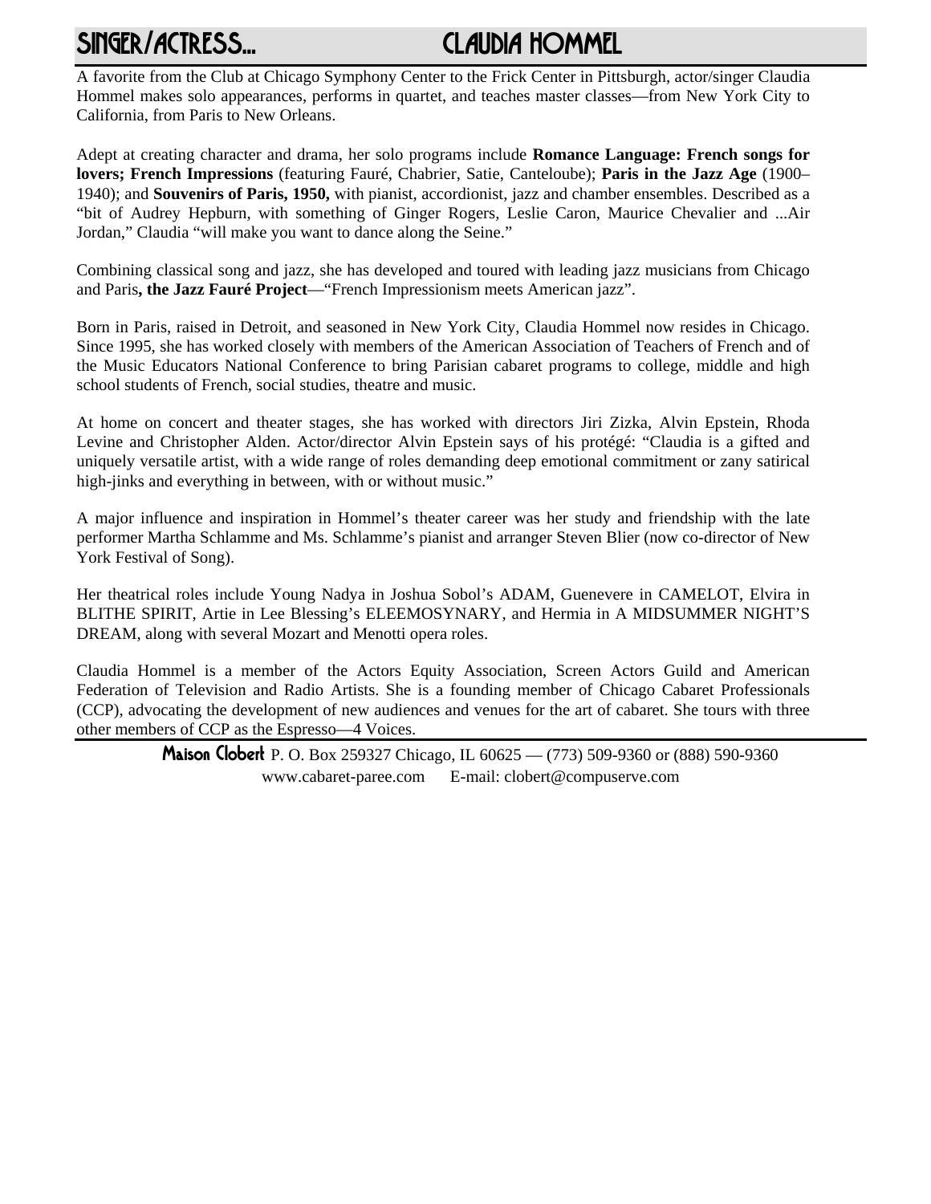# SINGER/ACTRESS... CLAUDIA HOMMEL

A favorite from the Club at Chicago Symphony Center to the Frick Center in Pittsburgh, actor/singer Claudia Hommel makes solo appearances, performs in quartet, and teaches master classes—from New York City to California, from Paris to New Orleans.

Adept at creating character and drama, her solo programs include **Romance Language: French songs for lovers; French Impressions** (featuring Fauré, Chabrier, Satie, Canteloube); **Paris in the Jazz Age** (1900–1940); and **Souvenirs of Paris, 1950,** with pianist, accordionist, jazz and chamber ensembles. Described as a "bit of Audrey Hepburn, with something of Ginger Rogers, Leslie Caron, Maurice Chevalier and ...Air Jordan," Claudia "will make you want to dance along the Seine."

Combining classical song and jazz, she has developed and toured with leading jazz musicians from Chicago and Paris**, the Jazz Fauré Project**—"French Impressionism meets American jazz".

Born in Paris, raised in Detroit, and seasoned in New York City, Claudia Hommel now resides in Chicago. Since 1995, she has worked closely with members of the American Association of Teachers of French and of the Music Educators National Conference to bring Parisian cabaret programs to college, middle and high school students of French, social studies, theatre and music.

At home on concert and theater stages, she has worked with directors Jiri Zizka, Alvin Epstein, Rhoda Levine and Christopher Alden. Actor/director Alvin Epstein says of his protégé: "Claudia is a gifted and uniquely versatile artist, with a wide range of roles demanding deep emotional commitment or zany satirical high-jinks and everything in between, with or without music."

A major influence and inspiration in Hommel's theater career was her study and friendship with the late performer Martha Schlamme and Ms. Schlamme's pianist and arranger Steven Blier (now co-director of New York Festival of Song).

Her theatrical roles include Young Nadya in Joshua Sobol's ADAM, Guenevere in CAMELOT, Elvira in BLITHE SPIRIT, Artie in Lee Blessing's ELEEMOSYNARY, and Hermia in A MIDSUMMER NIGHT'S DREAM, along with several Mozart and Menotti opera roles.

Claudia Hommel is a member of the Actors Equity Association, Screen Actors Guild and American Federation of Television and Radio Artists. She is a founding member of Chicago Cabaret Professionals (CCP), advocating the development of new audiences and venues for the art of cabaret. She tours with three other members of CCP as the Espresso—4 Voices.

**Maison Clobert** P. O. Box 259327 Chicago, IL 60625 — (773) 509-9360 or (888) 590-9360
www.cabaret-paree.com E-mail: clobert@compuserve.com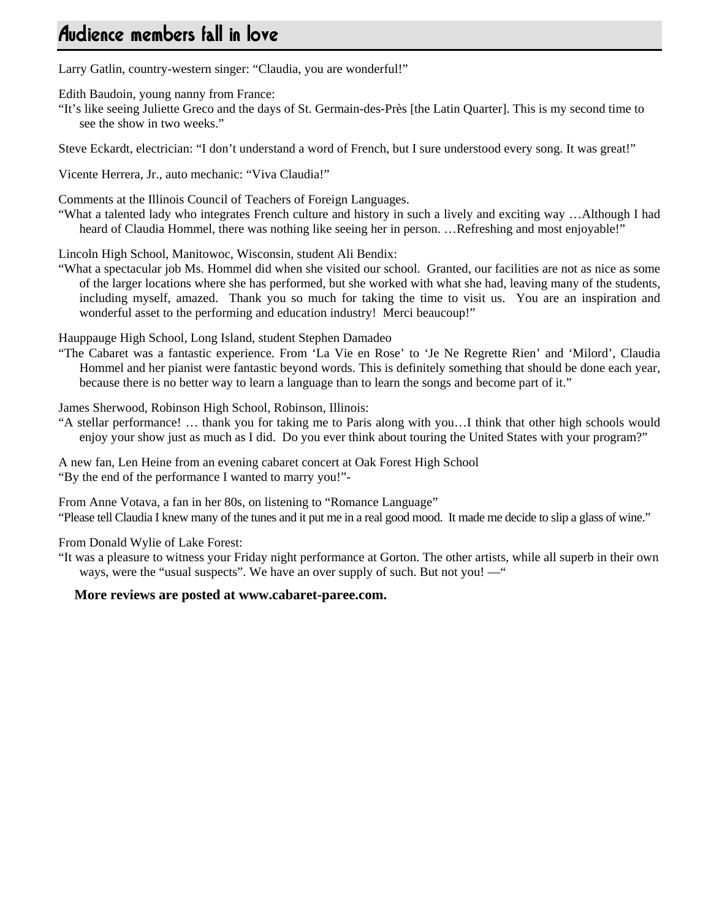# Audience members fall in love

Larry Gatlin, country-western singer: "Claudia, you are wonderful!"

Edith Baudoin, young nanny from France:
"It's like seeing Juliette Greco and the days of St. Germain-des-Près [the Latin Quarter]. This is my second time to see the show in two weeks."

Steve Eckardt, electrician: "I don't understand a word of French, but I sure understood every song. It was great!"

Vicente Herrera, Jr., auto mechanic: "Viva Claudia!"

Comments at the Illinois Council of Teachers of Foreign Languages.
"What a talented lady who integrates French culture and history in such a lively and exciting way …Although I had heard of Claudia Hommel, there was nothing like seeing her in person. …Refreshing and most enjoyable!"

Lincoln High School, Manitowoc, Wisconsin, student Ali Bendix:
"What a spectacular job Ms. Hommel did when she visited our school. Granted, our facilities are not as nice as some of the larger locations where she has performed, but she worked with what she had, leaving many of the students, including myself, amazed. Thank you so much for taking the time to visit us. You are an inspiration and wonderful asset to the performing and education industry! Merci beaucoup!"

Hauppauge High School, Long Island, student Stephen Damadeo
"The Cabaret was a fantastic experience. From 'La Vie en Rose' to 'Je Ne Regrette Rien' and 'Milord', Claudia Hommel and her pianist were fantastic beyond words. This is definitely something that should be done each year, because there is no better way to learn a language than to learn the songs and become part of it."

James Sherwood, Robinson High School, Robinson, Illinois:
"A stellar performance! … thank you for taking me to Paris along with you…I think that other high schools would enjoy your show just as much as I did. Do you ever think about touring the United States with your program?"

A new fan, Len Heine from an evening cabaret concert at Oak Forest High School
"By the end of the performance I wanted to marry you!"-

From Anne Votava, a fan in her 80s, on listening to "Romance Language"
"Please tell Claudia I knew many of the tunes and it put me in a real good mood. It made me decide to slip a glass of wine."

From Donald Wylie of Lake Forest:
"It was a pleasure to witness your Friday night performance at Gorton. The other artists, while all superb in their own ways, were the "usual suspects". We have an over supply of such. But not you! —"

**More reviews are posted at www.cabaret-paree.com.**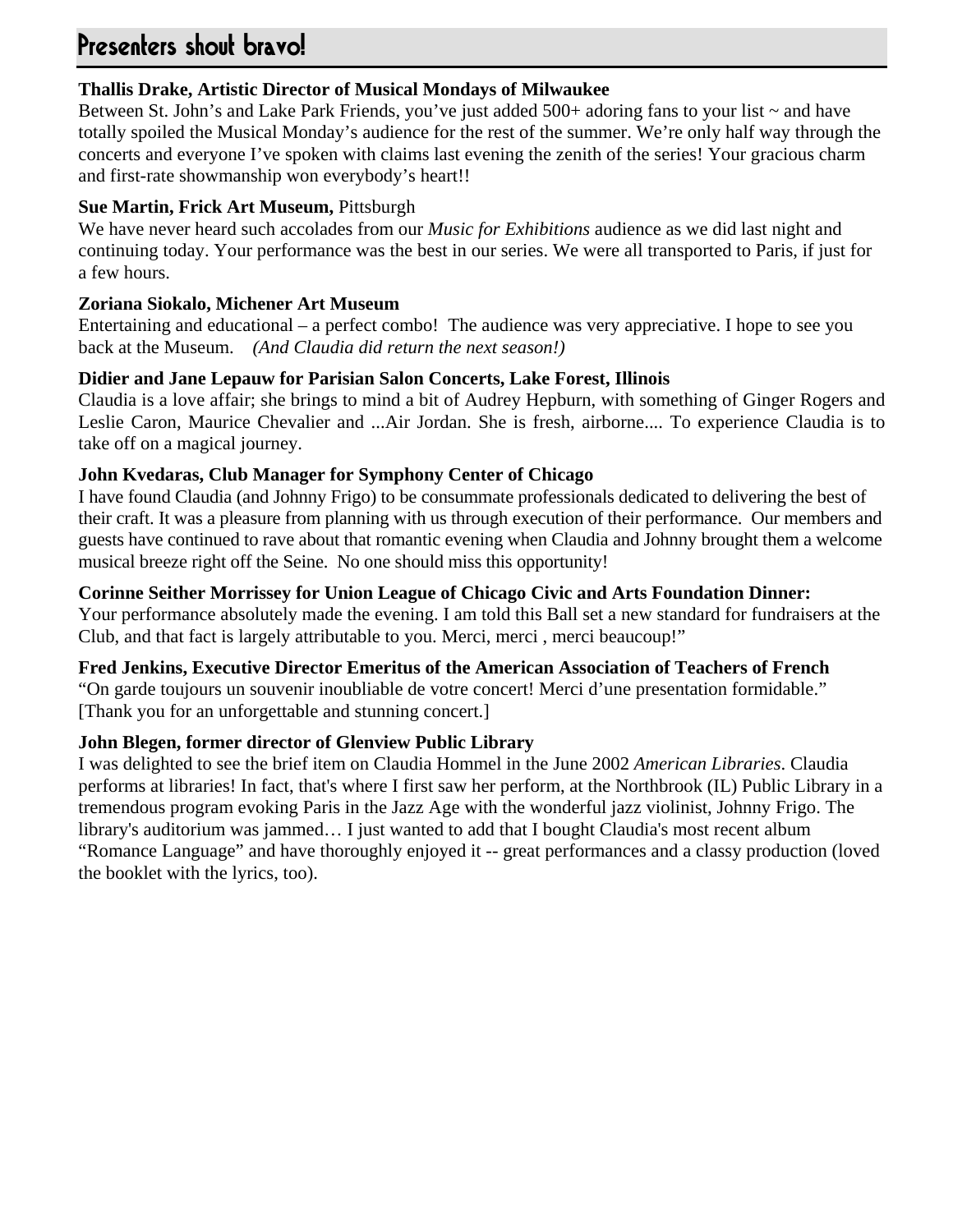# Presenters shout bravo!

**Thallis Drake, Artistic Director of Musical Mondays of Milwaukee**
Between St. John's and Lake Park Friends, you've just added 500+ adoring fans to your list ~ and have totally spoiled the Musical Monday's audience for the rest of the summer. We're only half way through the concerts and everyone I've spoken with claims last evening the zenith of the series! Your gracious charm and first-rate showmanship won everybody's heart!!

**Sue Martin, Frick Art Museum,** Pittsburgh
We have never heard such accolades from our *Music for Exhibitions* audience as we did last night and continuing today. Your performance was the best in our series. We were all transported to Paris, if just for a few hours.

**Zoriana Siokalo, Michener Art Museum**
Entertaining and educational – a perfect combo! The audience was very appreciative. I hope to see you back at the Museum. *(And Claudia did return the next season!)*

**Didier and Jane Lepauw for Parisian Salon Concerts, Lake Forest, Illinois**
Claudia is a love affair; she brings to mind a bit of Audrey Hepburn, with something of Ginger Rogers and Leslie Caron, Maurice Chevalier and ...Air Jordan. She is fresh, airborne.... To experience Claudia is to take off on a magical journey.

**John Kvedaras, Club Manager for Symphony Center of Chicago**
I have found Claudia (and Johnny Frigo) to be consummate professionals dedicated to delivering the best of their craft. It was a pleasure from planning with us through execution of their performance. Our members and guests have continued to rave about that romantic evening when Claudia and Johnny brought them a welcome musical breeze right off the Seine. No one should miss this opportunity!

**Corinne Seither Morrissey for Union League of Chicago Civic and Arts Foundation Dinner:**
Your performance absolutely made the evening. I am told this Ball set a new standard for fundraisers at the Club, and that fact is largely attributable to you. Merci, merci , merci beaucoup!"

**Fred Jenkins, Executive Director Emeritus of the American Association of Teachers of French**
"On garde toujours un souvenir inoubliable de votre concert! Merci d'une presentation formidable."
[Thank you for an unforgettable and stunning concert.]

**John Blegen, former director of Glenview Public Library**
I was delighted to see the brief item on Claudia Hommel in the June 2002 *American Libraries*. Claudia performs at libraries! In fact, that's where I first saw her perform, at the Northbrook (IL) Public Library in a tremendous program evoking Paris in the Jazz Age with the wonderful jazz violinist, Johnny Frigo. The library's auditorium was jammed… I just wanted to add that I bought Claudia's most recent album "Romance Language" and have thoroughly enjoyed it -- great performances and a classy production (loved the booklet with the lyrics, too).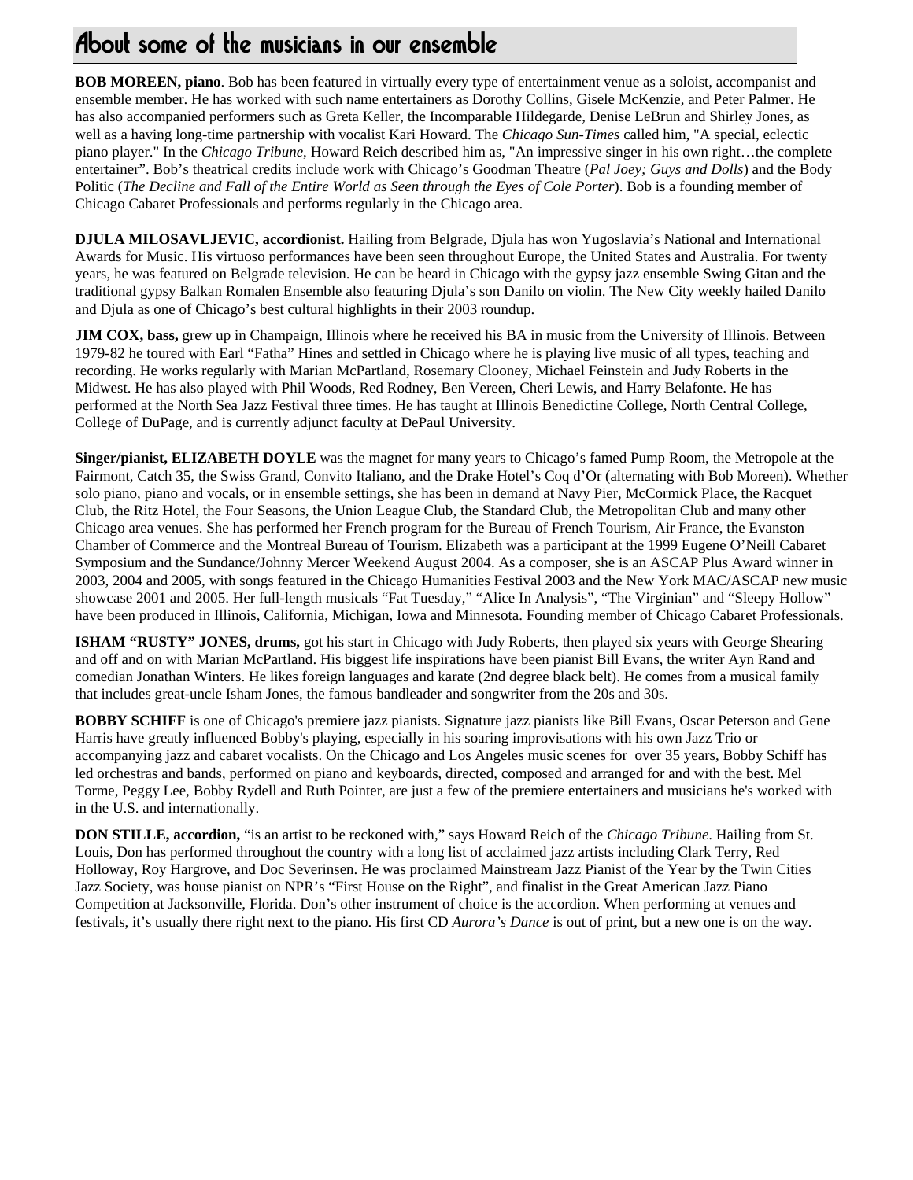# About some of the musicians in our ensemble

**BOB MOREEN, piano**. Bob has been featured in virtually every type of entertainment venue as a soloist, accompanist and ensemble member. He has worked with such name entertainers as Dorothy Collins, Gisele McKenzie, and Peter Palmer. He has also accompanied performers such as Greta Keller, the Incomparable Hildegarde, Denise LeBrun and Shirley Jones, as well as a having long-time partnership with vocalist Kari Howard. The *Chicago Sun-Times* called him, "A special, eclectic piano player." In the *Chicago Tribune*, Howard Reich described him as, "An impressive singer in his own right…the complete entertainer". Bob's theatrical credits include work with Chicago's Goodman Theatre (*Pal Joey; Guys and Dolls*) and the Body Politic (*The Decline and Fall of the Entire World as Seen through the Eyes of Cole Porter*). Bob is a founding member of Chicago Cabaret Professionals and performs regularly in the Chicago area.

**DJULA MILOSAVLJEVIC, accordionist.** Hailing from Belgrade, Djula has won Yugoslavia's National and International Awards for Music. His virtuoso performances have been seen throughout Europe, the United States and Australia. For twenty years, he was featured on Belgrade television. He can be heard in Chicago with the gypsy jazz ensemble Swing Gitan and the traditional gypsy Balkan Romalen Ensemble also featuring Djula's son Danilo on violin. The New City weekly hailed Danilo and Djula as one of Chicago's best cultural highlights in their 2003 roundup.

**JIM COX, bass,** grew up in Champaign, Illinois where he received his BA in music from the University of Illinois. Between 1979-82 he toured with Earl "Fatha" Hines and settled in Chicago where he is playing live music of all types, teaching and recording. He works regularly with Marian McPartland, Rosemary Clooney, Michael Feinstein and Judy Roberts in the Midwest. He has also played with Phil Woods, Red Rodney, Ben Vereen, Cheri Lewis, and Harry Belafonte. He has performed at the North Sea Jazz Festival three times. He has taught at Illinois Benedictine College, North Central College, College of DuPage, and is currently adjunct faculty at DePaul University.

**Singer/pianist, ELIZABETH DOYLE** was the magnet for many years to Chicago's famed Pump Room, the Metropole at the Fairmont, Catch 35, the Swiss Grand, Convito Italiano, and the Drake Hotel's Coq d'Or (alternating with Bob Moreen). Whether solo piano, piano and vocals, or in ensemble settings, she has been in demand at Navy Pier, McCormick Place, the Racquet Club, the Ritz Hotel, the Four Seasons, the Union League Club, the Standard Club, the Metropolitan Club and many other Chicago area venues. She has performed her French program for the Bureau of French Tourism, Air France, the Evanston Chamber of Commerce and the Montreal Bureau of Tourism. Elizabeth was a participant at the 1999 Eugene O'Neill Cabaret Symposium and the Sundance/Johnny Mercer Weekend August 2004. As a composer, she is an ASCAP Plus Award winner in 2003, 2004 and 2005, with songs featured in the Chicago Humanities Festival 2003 and the New York MAC/ASCAP new music showcase 2001 and 2005. Her full-length musicals "Fat Tuesday," "Alice In Analysis", "The Virginian" and "Sleepy Hollow" have been produced in Illinois, California, Michigan, Iowa and Minnesota. Founding member of Chicago Cabaret Professionals.

**ISHAM "RUSTY" JONES, drums,** got his start in Chicago with Judy Roberts, then played six years with George Shearing and off and on with Marian McPartland. His biggest life inspirations have been pianist Bill Evans, the writer Ayn Rand and comedian Jonathan Winters. He likes foreign languages and karate (2nd degree black belt). He comes from a musical family that includes great-uncle Isham Jones, the famous bandleader and songwriter from the 20s and 30s.

**BOBBY SCHIFF** is one of Chicago's premiere jazz pianists. Signature jazz pianists like Bill Evans, Oscar Peterson and Gene Harris have greatly influenced Bobby's playing, especially in his soaring improvisations with his own Jazz Trio or accompanying jazz and cabaret vocalists. On the Chicago and Los Angeles music scenes for over 35 years, Bobby Schiff has led orchestras and bands, performed on piano and keyboards, directed, composed and arranged for and with the best. Mel Torme, Peggy Lee, Bobby Rydell and Ruth Pointer, are just a few of the premiere entertainers and musicians he's worked with in the U.S. and internationally.

**DON STILLE, accordion,** "is an artist to be reckoned with," says Howard Reich of the *Chicago Tribune*. Hailing from St. Louis, Don has performed throughout the country with a long list of acclaimed jazz artists including Clark Terry, Red Holloway, Roy Hargrove, and Doc Severinsen. He was proclaimed Mainstream Jazz Pianist of the Year by the Twin Cities Jazz Society, was house pianist on NPR's "First House on the Right", and finalist in the Great American Jazz Piano Competition at Jacksonville, Florida. Don's other instrument of choice is the accordion. When performing at venues and festivals, it's usually there right next to the piano. His first CD *Aurora's Dance* is out of print, but a new one is on the way.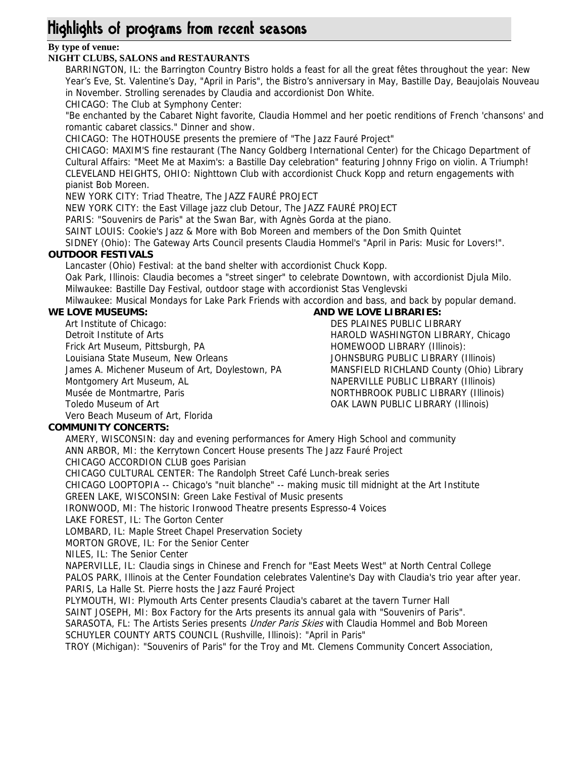# Highlights of programs from recent seasons

**By type of venue:**

**NIGHT CLUBS, SALONS and RESTAURANTS**

BARRINGTON, IL: the Barrington Country Bistro holds a feast for all the great fêtes throughout the year: New Year's Eve, St. Valentine's Day, "April in Paris", the Bistro's anniversary in May, Bastille Day, Beaujolais Nouveau in November. Strolling serenades by Claudia and accordionist Don White.

CHICAGO: The Club at Symphony Center:

"Be enchanted by the Cabaret Night favorite, Claudia Hommel and her poetic renditions of French 'chansons' and romantic cabaret classics." Dinner and show.

CHICAGO: The HOTHOUSE presents the premiere of "The Jazz Fauré Project"

CHICAGO: MAXIM'S fine restaurant (The Nancy Goldberg International Center) for the Chicago Department of Cultural Affairs: "Meet Me at Maxim's: a Bastille Day celebration" featuring Johnny Frigo on violin. A Triumph!

CLEVELAND HEIGHTS, OHIO: Nighttown Club with accordionist Chuck Kopp and return engagements with pianist Bob Moreen.

NEW YORK CITY: Triad Theatre, The JAZZ FAURÉ PROJECT

NEW YORK CITY: the East Village jazz club Detour, The JAZZ FAURÉ PROJECT

PARIS: "Souvenirs de Paris" at the Swan Bar, with Agnès Gorda at the piano.

SAINT LOUIS: Cookie's Jazz & More with Bob Moreen and members of the Don Smith Quintet

SIDNEY (Ohio): The Gateway Arts Council presents Claudia Hommel's "April in Paris: Music for Lovers!".

**OUTDOOR FESTIVALS**

Lancaster (Ohio) Festival: at the band shelter with accordionist Chuck Kopp.

Oak Park, Illinois: Claudia becomes a "street singer" to celebrate Downtown, with accordionist Djula Milo.

Milwaukee: Bastille Day Festival, outdoor stage with accordionist Stas Venglevski

Milwaukee: Musical Mondays for Lake Park Friends with accordion and bass, and back by popular demand.

**WE LOVE MUSEUMS:**

Art Institute of Chicago:
Detroit Institute of Arts
Frick Art Museum, Pittsburgh, PA
Louisiana State Museum, New Orleans
James A. Michener Museum of Art, Doylestown, PA
Montgomery Art Museum, AL
Musée de Montmartre, Paris
Toledo Museum of Art
Vero Beach Museum of Art, Florida

**AND WE LOVE LIBRARIES:**

DES PLAINES PUBLIC LIBRARY
HAROLD WASHINGTON LIBRARY, Chicago
HOMEWOOD LIBRARY (Illinois):
JOHNSBURG PUBLIC LIBRARY (Illinois)
MANSFIELD RICHLAND County (Ohio) Library
NAPERVILLE PUBLIC LIBRARY (Illinois)
NORTHBROOK PUBLIC LIBRARY (Illinois)
OAK LAWN PUBLIC LIBRARY (Illinois)

**COMMUNITY CONCERTS:**

AMERY, WISCONSIN: day and evening performances for Amery High School and community

ANN ARBOR, MI: the Kerrytown Concert House presents The Jazz Fauré Project

CHICAGO ACCORDION CLUB goes Parisian

CHICAGO CULTURAL CENTER: The Randolph Street Café Lunch-break series

CHICAGO LOOPTOPIA -- Chicago's "nuit blanche" -- making music till midnight at the Art Institute

GREEN LAKE, WISCONSIN: Green Lake Festival of Music presents

IRONWOOD, MI: The historic Ironwood Theatre presents Espresso-4 Voices

LAKE FOREST, IL: The Gorton Center

LOMBARD, IL: Maple Street Chapel Preservation Society

MORTON GROVE, IL: For the Senior Center

NILES, IL: The Senior Center

NAPERVILLE, IL: Claudia sings in Chinese and French for "East Meets West" at North Central College

PALOS PARK, Illinois at the Center Foundation celebrates Valentine's Day with Claudia's trio year after year.

PARIS, La Halle St. Pierre hosts the Jazz Fauré Project

PLYMOUTH, WI: Plymouth Arts Center presents Claudia's cabaret at the tavern Turner Hall

SAINT JOSEPH, MI: Box Factory for the Arts presents its annual gala with "Souvenirs of Paris".

SARASOTA, FL: The Artists Series presents *Under Paris Skies* with Claudia Hommel and Bob Moreen

SCHUYLER COUNTY ARTS COUNCIL (Rushville, Illinois): "April in Paris"

TROY (Michigan): "Souvenirs of Paris" for the Troy and Mt. Clemens Community Concert Association,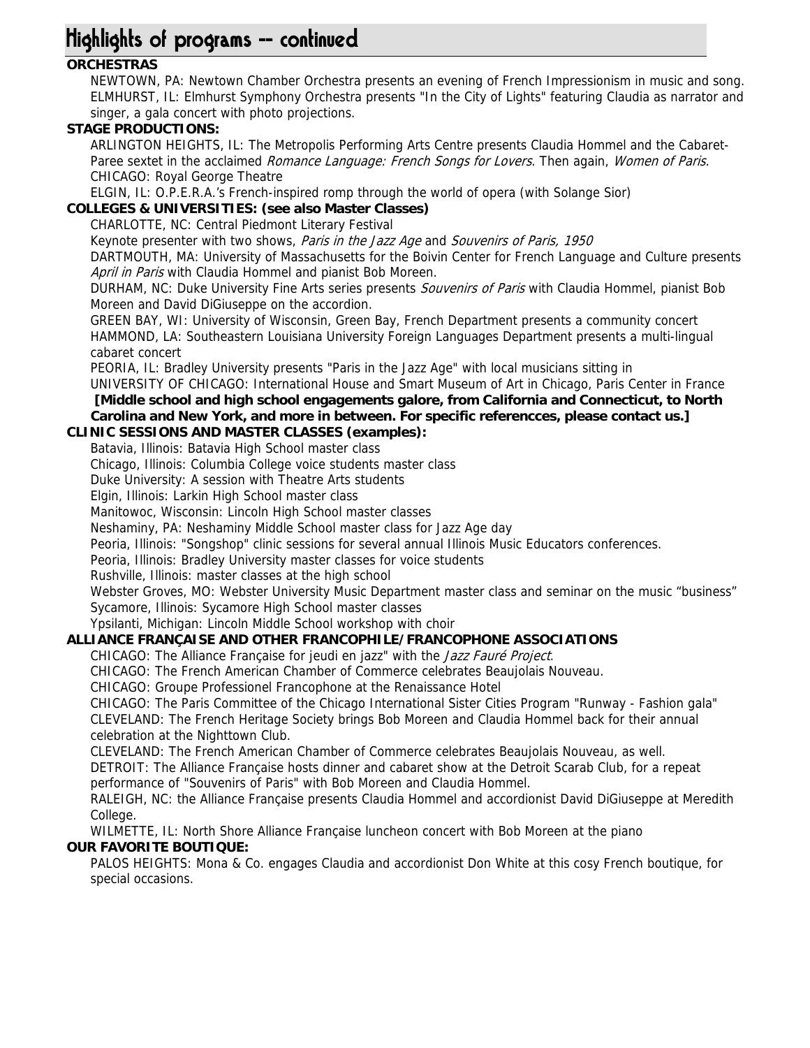# Highlights of programs -- continued

**ORCHESTRAS**

NEWTOWN, PA: Newtown Chamber Orchestra presents an evening of French Impressionism in music and song.
ELMHURST, IL: Elmhurst Symphony Orchestra presents "In the City of Lights" featuring Claudia as narrator and singer, a gala concert with photo projections.

**STAGE PRODUCTIONS:**

ARLINGTON HEIGHTS, IL: The Metropolis Performing Arts Centre presents Claudia Hommel and the Cabaret-Paree sextet in the acclaimed *Romance Language: French Songs for Lovers*. Then again, *Women of Paris.*
CHICAGO: Royal George Theatre
ELGIN, IL: O.P.E.R.A.'s French-inspired romp through the world of opera (with Solange Sior)

**COLLEGES & UNIVERSITIES: (see also Master Classes)**

CHARLOTTE, NC: Central Piedmont Literary Festival
Keynote presenter with two shows, *Paris in the Jazz Age* and *Souvenirs of Paris, 1950*
DARTMOUTH, MA: University of Massachusetts for the Boivin Center for French Language and Culture presents *April in Paris* with Claudia Hommel and pianist Bob Moreen.
DURHAM, NC: Duke University Fine Arts series presents *Souvenirs of Paris* with Claudia Hommel, pianist Bob Moreen and David DiGiuseppe on the accordion.
GREEN BAY, WI: University of Wisconsin, Green Bay, French Department presents a community concert
HAMMOND, LA: Southeastern Louisiana University Foreign Languages Department presents a multi-lingual cabaret concert
PEORIA, IL: Bradley University presents "Paris in the Jazz Age" with local musicians sitting in
UNIVERSITY OF CHICAGO: International House and Smart Museum of Art in Chicago, Paris Center in France

**[Middle school and high school engagements galore, from California and Connecticut, to North Carolina and New York, and more in between. For specific referencces, please contact us.]**

**CLINIC SESSIONS AND MASTER CLASSES (examples):**

Batavia, Illinois: Batavia High School master class
Chicago, Illinois: Columbia College voice students master class
Duke University: A session with Theatre Arts students
Elgin, Illinois: Larkin High School master class
Manitowoc, Wisconsin: Lincoln High School master classes
Neshaminy, PA: Neshaminy Middle School master class for Jazz Age day
Peoria, Illinois: "Songshop" clinic sessions for several annual Illinois Music Educators conferences.
Peoria, Illinois: Bradley University master classes for voice students
Rushville, Illinois: master classes at the high school
Webster Groves, MO: Webster University Music Department master class and seminar on the music "business"
Sycamore, Illinois: Sycamore High School master classes
Ypsilanti, Michigan: Lincoln Middle School workshop with choir

**ALLIANCE FRANÇAISE AND OTHER FRANCOPHILE/FRANCOPHONE ASSOCIATIONS**

CHICAGO: The Alliance Française for jeudi en jazz" with the *Jazz Fauré Project*.
CHICAGO: The French American Chamber of Commerce celebrates Beaujolais Nouveau.
CHICAGO: Groupe Professionel Francophone at the Renaissance Hotel
CHICAGO: The Paris Committee of the Chicago International Sister Cities Program "Runway - Fashion gala"
CLEVELAND: The French Heritage Society brings Bob Moreen and Claudia Hommel back for their annual celebration at the Nighttown Club.
CLEVELAND: The French American Chamber of Commerce celebrates Beaujolais Nouveau, as well.
DETROIT: The Alliance Française hosts dinner and cabaret show at the Detroit Scarab Club, for a repeat performance of "Souvenirs of Paris" with Bob Moreen and Claudia Hommel.
RALEIGH, NC: the Alliance Française presents Claudia Hommel and accordionist David DiGiuseppe at Meredith College.
WILMETTE, IL: North Shore Alliance Française luncheon concert with Bob Moreen at the piano

**OUR FAVORITE BOUTIQUE:**

PALOS HEIGHTS: Mona & Co. engages Claudia and accordionist Don White at this cosy French boutique, for special occasions.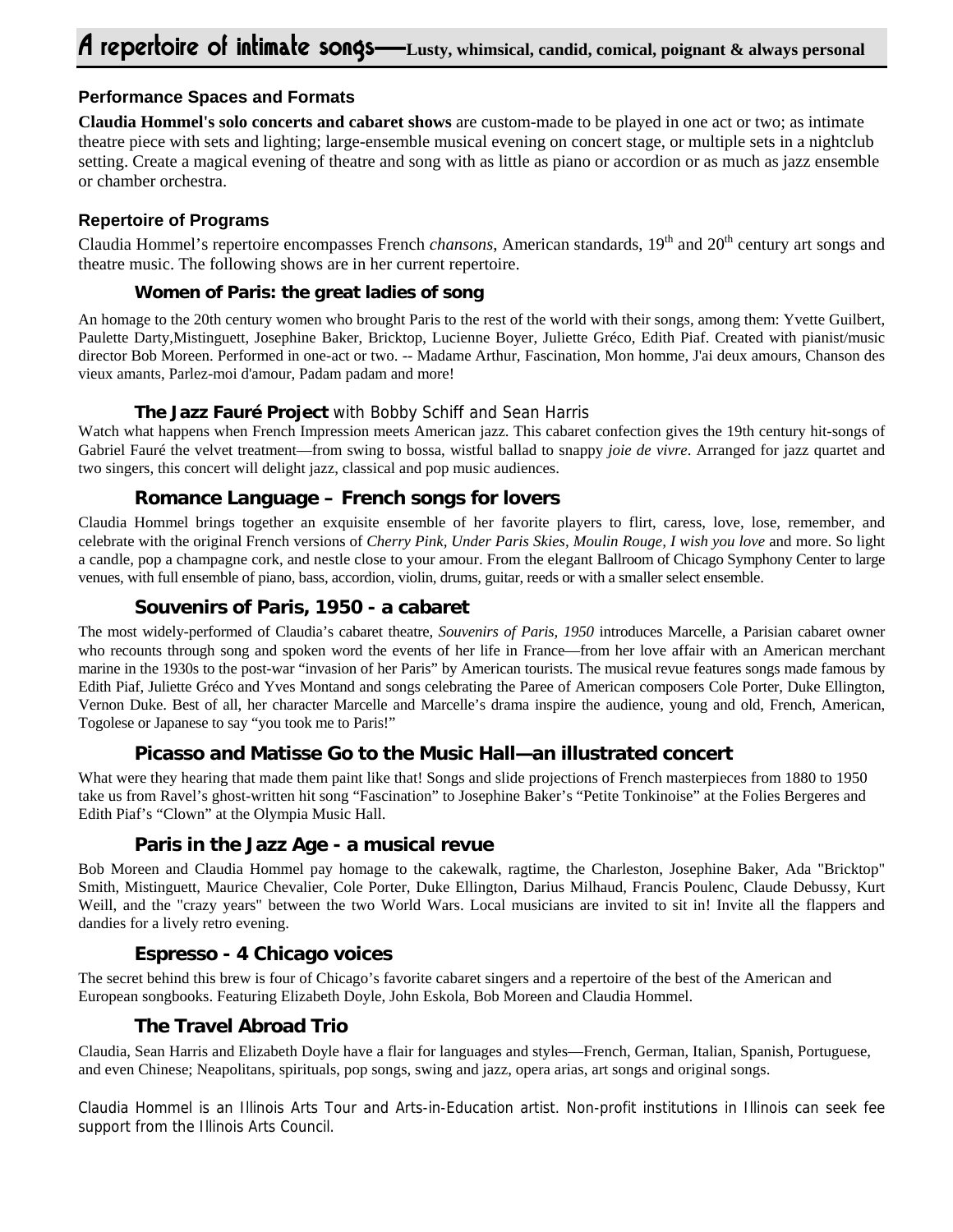# A repertoire of intimate songs—Lusty, whimsical, candid, comical, poignant & always personal

## Performance Spaces and Formats

**Claudia Hommel's solo concerts and cabaret shows** are custom-made to be played in one act or two; as intimate theatre piece with sets and lighting; large-ensemble musical evening on concert stage, or multiple sets in a nightclub setting. Create a magical evening of theatre and song with as little as piano or accordion or as much as jazz ensemble or chamber orchestra.

## Repertoire of Programs

Claudia Hommel's repertoire encompasses French *chansons*, American standards, 19th and 20th century art songs and theatre music. The following shows are in her current repertoire.

### Women of Paris: the great ladies of song

An homage to the 20th century women who brought Paris to the rest of the world with their songs, among them: Yvette Guilbert, Paulette Darty,Mistinguett, Josephine Baker, Bricktop, Lucienne Boyer, Juliette Gréco, Edith Piaf. Created with pianist/music director Bob Moreen. Performed in one-act or two. -- Madame Arthur, Fascination, Mon homme, J'ai deux amours, Chanson des vieux amants, Parlez-moi d'amour, Padam padam and more!

### The Jazz Fauré Project with Bobby Schiff and Sean Harris

Watch what happens when French Impression meets American jazz. This cabaret confection gives the 19th century hit-songs of Gabriel Fauré the velvet treatment—from swing to bossa, wistful ballad to snappy *joie de vivre*. Arranged for jazz quartet and two singers, this concert will delight jazz, classical and pop music audiences.

### Romance Language – French songs for lovers

Claudia Hommel brings together an exquisite ensemble of her favorite players to flirt, caress, love, lose, remember, and celebrate with the original French versions of *Cherry Pink, Under Paris Skies, Moulin Rouge, I wish you love* and more. So light a candle, pop a champagne cork, and nestle close to your amour. From the elegant Ballroom of Chicago Symphony Center to large venues, with full ensemble of piano, bass, accordion, violin, drums, guitar, reeds or with a smaller select ensemble.

### Souvenirs of Paris, 1950 - a cabaret

The most widely-performed of Claudia's cabaret theatre, *Souvenirs of Paris, 1950* introduces Marcelle, a Parisian cabaret owner who recounts through song and spoken word the events of her life in France—from her love affair with an American merchant marine in the 1930s to the post-war "invasion of her Paris" by American tourists. The musical revue features songs made famous by Edith Piaf, Juliette Gréco and Yves Montand and songs celebrating the Paree of American composers Cole Porter, Duke Ellington, Vernon Duke. Best of all, her character Marcelle and Marcelle's drama inspire the audience, young and old, French, American, Togolese or Japanese to say "you took me to Paris!"

### Picasso and Matisse Go to the Music Hall—an illustrated concert

What were they hearing that made them paint like that! Songs and slide projections of French masterpieces from 1880 to 1950 take us from Ravel's ghost-written hit song "Fascination" to Josephine Baker's "Petite Tonkinoise" at the Folies Bergeres and Edith Piaf's "Clown" at the Olympia Music Hall.

### Paris in the Jazz Age - a musical revue

Bob Moreen and Claudia Hommel pay homage to the cakewalk, ragtime, the Charleston, Josephine Baker, Ada "Bricktop" Smith, Mistinguett, Maurice Chevalier, Cole Porter, Duke Ellington, Darius Milhaud, Francis Poulenc, Claude Debussy, Kurt Weill, and the "crazy years" between the two World Wars. Local musicians are invited to sit in! Invite all the flappers and dandies for a lively retro evening.

### Espresso - 4 Chicago voices

The secret behind this brew is four of Chicago's favorite cabaret singers and a repertoire of the best of the American and European songbooks. Featuring Elizabeth Doyle, John Eskola, Bob Moreen and Claudia Hommel.

### The Travel Abroad Trio

Claudia, Sean Harris and Elizabeth Doyle have a flair for languages and styles—French, German, Italian, Spanish, Portuguese, and even Chinese; Neapolitans, spirituals, pop songs, swing and jazz, opera arias, art songs and original songs.

Claudia Hommel is an Illinois Arts Tour and Arts-in-Education artist. Non-profit institutions in Illinois can seek fee support from the Illinois Arts Council.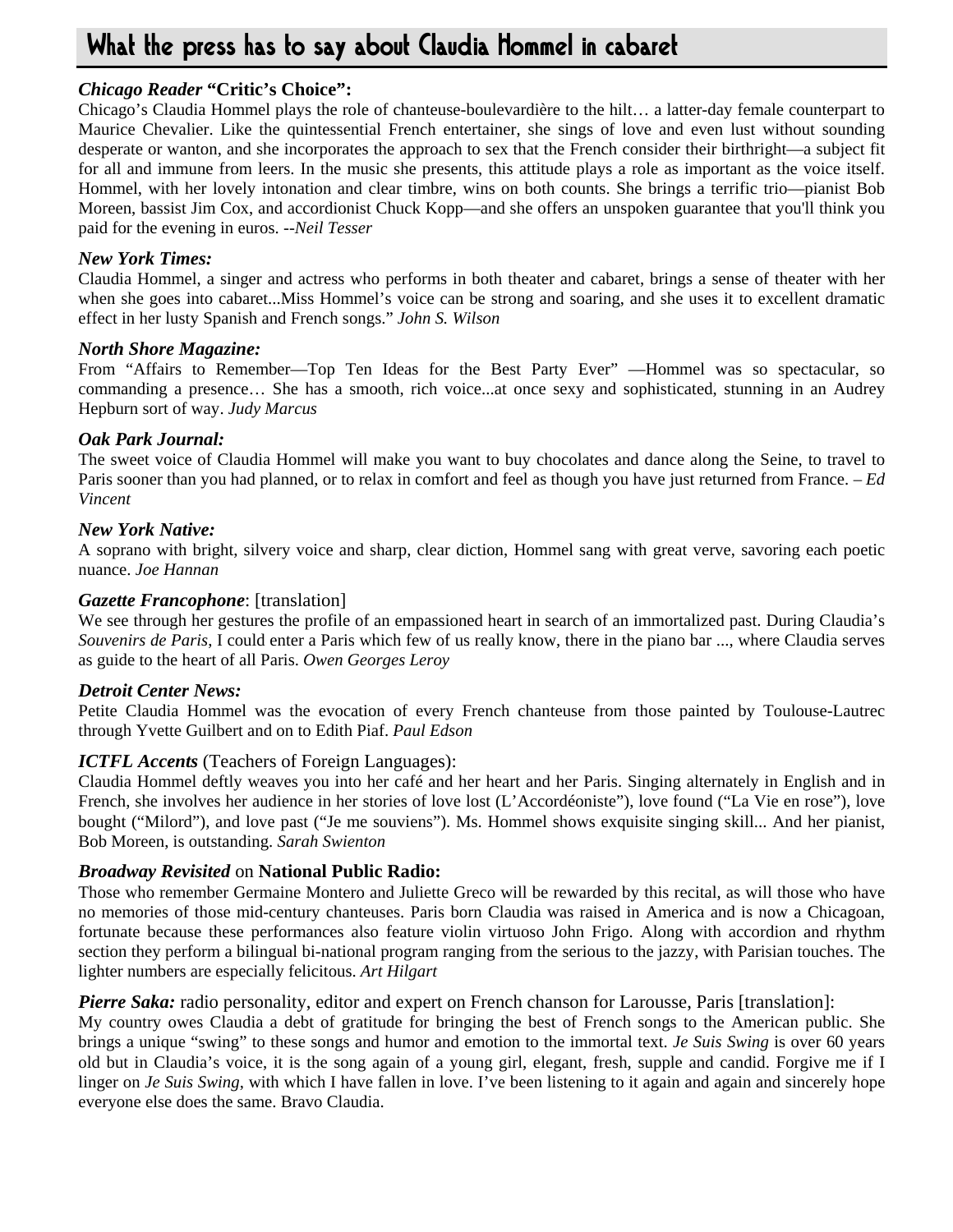# What the press has to say about Claudia Hommel in cabaret

***Chicago Reader*** **"Critic's Choice":**
Chicago's Claudia Hommel plays the role of chanteuse-boulevardière to the hilt… a latter-day female counterpart to Maurice Chevalier. Like the quintessential French entertainer, she sings of love and even lust without sounding desperate or wanton, and she incorporates the approach to sex that the French consider their birthright—a subject fit for all and immune from leers. In the music she presents, this attitude plays a role as important as the voice itself. Hommel, with her lovely intonation and clear timbre, wins on both counts. She brings a terrific trio—pianist Bob Moreen, bassist Jim Cox, and accordionist Chuck Kopp—and she offers an unspoken guarantee that you'll think you paid for the evening in euros. --*Neil Tesser*

***New York Times:***
Claudia Hommel, a singer and actress who performs in both theater and cabaret, brings a sense of theater with her when she goes into cabaret...Miss Hommel's voice can be strong and soaring, and she uses it to excellent dramatic effect in her lusty Spanish and French songs." *John S. Wilson*

***North Shore Magazine:***
From "Affairs to Remember—Top Ten Ideas for the Best Party Ever" —Hommel was so spectacular, so commanding a presence… She has a smooth, rich voice...at once sexy and sophisticated, stunning in an Audrey Hepburn sort of way. *Judy Marcus*

***Oak Park Journal:***
The sweet voice of Claudia Hommel will make you want to buy chocolates and dance along the Seine, to travel to Paris sooner than you had planned, or to relax in comfort and feel as though you have just returned from France. – *Ed Vincent*

***New York Native:***
A soprano with bright, silvery voice and sharp, clear diction, Hommel sang with great verve, savoring each poetic nuance. *Joe Hannan*

***Gazette Francophone***: [translation]
We see through her gestures the profile of an empassioned heart in search of an immortalized past. During Claudia's *Souvenirs de Paris*, I could enter a Paris which few of us really know, there in the piano bar ..., where Claudia serves as guide to the heart of all Paris. *Owen Georges Leroy*

***Detroit Center News:***
Petite Claudia Hommel was the evocation of every French chanteuse from those painted by Toulouse-Lautrec through Yvette Guilbert and on to Edith Piaf. *Paul Edson*

***ICTFL Accents*** (Teachers of Foreign Languages):
Claudia Hommel deftly weaves you into her café and her heart and her Paris. Singing alternately in English and in French, she involves her audience in her stories of love lost (L'Accordéoniste"), love found ("La Vie en rose"), love bought ("Milord"), and love past ("Je me souviens"). Ms. Hommel shows exquisite singing skill... And her pianist, Bob Moreen, is outstanding. *Sarah Swienton*

***Broadway Revisited*** **on National Public Radio:**
Those who remember Germaine Montero and Juliette Greco will be rewarded by this recital, as will those who have no memories of those mid-century chanteuses. Paris born Claudia was raised in America and is now a Chicagoan, fortunate because these performances also feature violin virtuoso John Frigo. Along with accordion and rhythm section they perform a bilingual bi-national program ranging from the serious to the jazzy, with Parisian touches. The lighter numbers are especially felicitous. *Art Hilgart*

***Pierre Saka:*** radio personality, editor and expert on French chanson for Larousse, Paris [translation]:
My country owes Claudia a debt of gratitude for bringing the best of French songs to the American public. She brings a unique "swing" to these songs and humor and emotion to the immortal text. *Je Suis Swing* is over 60 years old but in Claudia's voice, it is the song again of a young girl, elegant, fresh, supple and candid. Forgive me if I linger on *Je Suis Swing*, with which I have fallen in love. I've been listening to it again and again and sincerely hope everyone else does the same. Bravo Claudia.